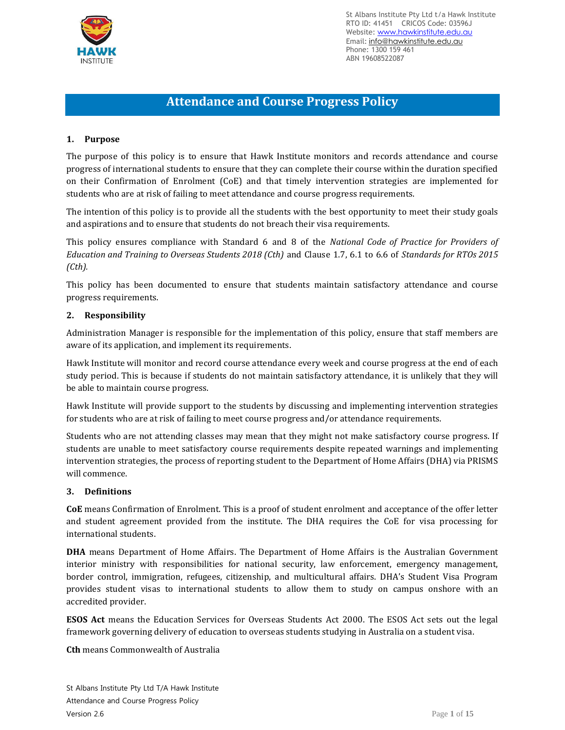St Albans Institute Pty Ltd t/a Hawk Institute
RTO ID: 41451 CRICOS Code: 03596J
Website: www.hawkinstitute.edu.au
Email: info@hawkinstitute.edu.au
Phone: 1300 159 461
ABN 19608522087

# Attendance and Course Progress Policy

## 1. Purpose

The purpose of this policy is to ensure that Hawk Institute monitors and records attendance and course progress of international students to ensure that they can complete their course within the duration specified on their Confirmation of Enrolment (CoE) and that timely intervention strategies are implemented for students who are at risk of failing to meet attendance and course progress requirements.

The intention of this policy is to provide all the students with the best opportunity to meet their study goals and aspirations and to ensure that students do not breach their visa requirements.

This policy ensures compliance with Standard 6 and 8 of the *National Code of Practice for Providers of Education and Training to Overseas Students 2018 (Cth)* and Clause 1.7, 6.1 to 6.6 of *Standards for RTOs 2015 (Cth).*

This policy has been documented to ensure that students maintain satisfactory attendance and course progress requirements.

## 2. Responsibility

Administration Manager is responsible for the implementation of this policy, ensure that staff members are aware of its application, and implement its requirements.

Hawk Institute will monitor and record course attendance every week and course progress at the end of each study period. This is because if students do not maintain satisfactory attendance, it is unlikely that they will be able to maintain course progress.

Hawk Institute will provide support to the students by discussing and implementing intervention strategies for students who are at risk of failing to meet course progress and/or attendance requirements.

Students who are not attending classes may mean that they might not make satisfactory course progress. If students are unable to meet satisfactory course requirements despite repeated warnings and implementing intervention strategies, the process of reporting student to the Department of Home Affairs (DHA) via PRISMS will commence.

## 3. Definitions

**CoE** means Confirmation of Enrolment. This is a proof of student enrolment and acceptance of the offer letter and student agreement provided from the institute. The DHA requires the CoE for visa processing for international students.

**DHA** means Department of Home Affairs. The Department of Home Affairs is the Australian Government interior ministry with responsibilities for national security, law enforcement, emergency management, border control, immigration, refugees, citizenship, and multicultural affairs. DHA's Student Visa Program provides student visas to international students to allow them to study on campus onshore with an accredited provider.

**ESOS Act** means the Education Services for Overseas Students Act 2000. The ESOS Act sets out the legal framework governing delivery of education to overseas students studying in Australia on a student visa.

**Cth** means Commonwealth of Australia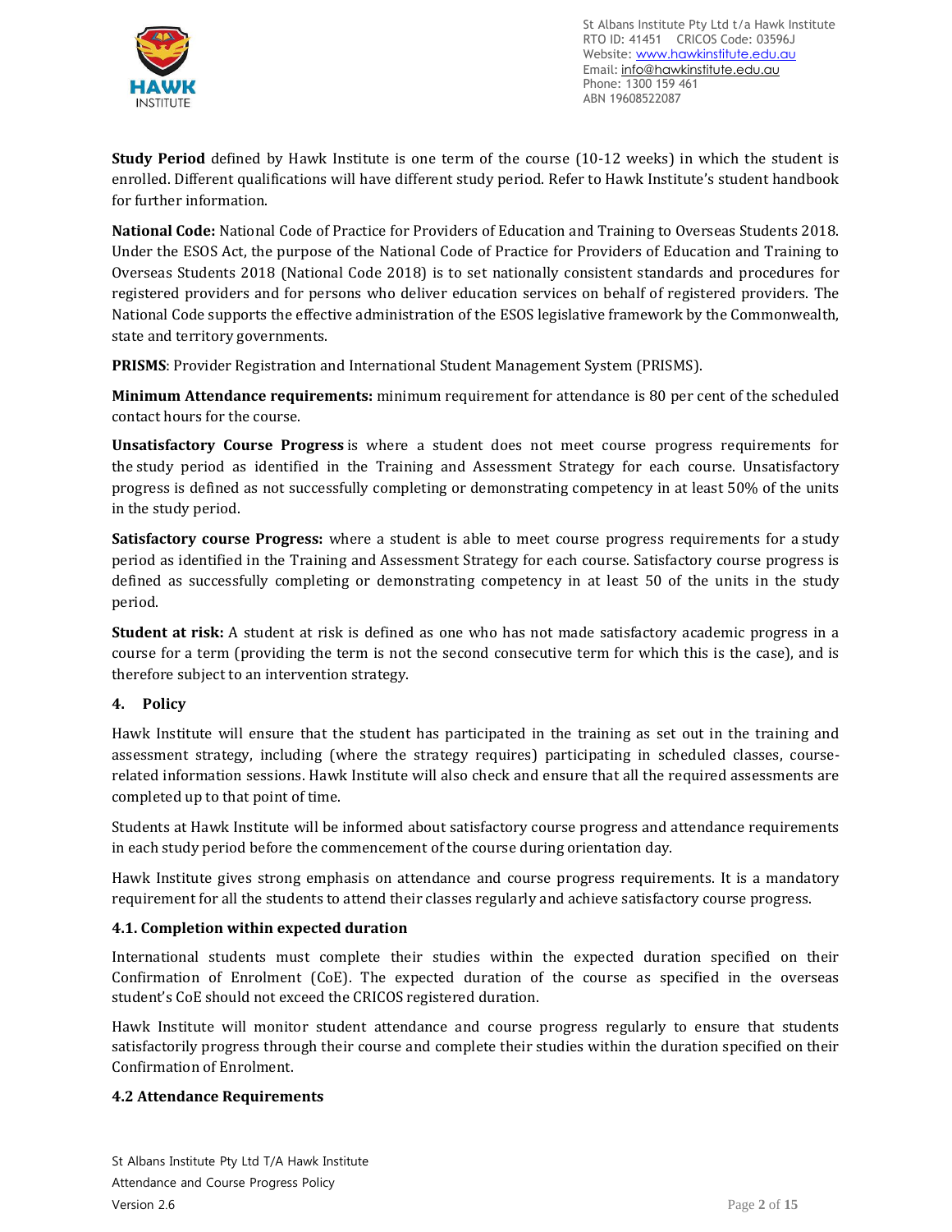**Study Period** defined by Hawk Institute is one term of the course (10-12 weeks) in which the student is enrolled. Different qualifications will have different study period. Refer to Hawk Institute's student handbook for further information.

**National Code:** National Code of Practice for Providers of Education and Training to Overseas Students 2018. Under the ESOS Act, the purpose of the National Code of Practice for Providers of Education and Training to Overseas Students 2018 (National Code 2018) is to set nationally consistent standards and procedures for registered providers and for persons who deliver education services on behalf of registered providers. The National Code supports the effective administration of the ESOS legislative framework by the Commonwealth, state and territory governments.

**PRISMS**: Provider Registration and International Student Management System (PRISMS).

**Minimum Attendance requirements:** minimum requirement for attendance is 80 per cent of the scheduled contact hours for the course.

**Unsatisfactory Course Progress** is where a student does not meet course progress requirements for the study period as identified in the Training and Assessment Strategy for each course. Unsatisfactory progress is defined as not successfully completing or demonstrating competency in at least 50% of the units in the study period.

**Satisfactory course Progress:** where a student is able to meet course progress requirements for a study period as identified in the Training and Assessment Strategy for each course. Satisfactory course progress is defined as successfully completing or demonstrating competency in at least 50 of the units in the study period.

**Student at risk:** A student at risk is defined as one who has not made satisfactory academic progress in a course for a term (providing the term is not the second consecutive term for which this is the case), and is therefore subject to an intervention strategy.

## 4. Policy

Hawk Institute will ensure that the student has participated in the training as set out in the training and assessment strategy, including (where the strategy requires) participating in scheduled classes, course-related information sessions. Hawk Institute will also check and ensure that all the required assessments are completed up to that point of time.

Students at Hawk Institute will be informed about satisfactory course progress and attendance requirements in each study period before the commencement of the course during orientation day.

Hawk Institute gives strong emphasis on attendance and course progress requirements. It is a mandatory requirement for all the students to attend their classes regularly and achieve satisfactory course progress.

### 4.1. Completion within expected duration

International students must complete their studies within the expected duration specified on their Confirmation of Enrolment (CoE). The expected duration of the course as specified in the overseas student's CoE should not exceed the CRICOS registered duration.

Hawk Institute will monitor student attendance and course progress regularly to ensure that students satisfactorily progress through their course and complete their studies within the duration specified on their Confirmation of Enrolment.

### 4.2 Attendance Requirements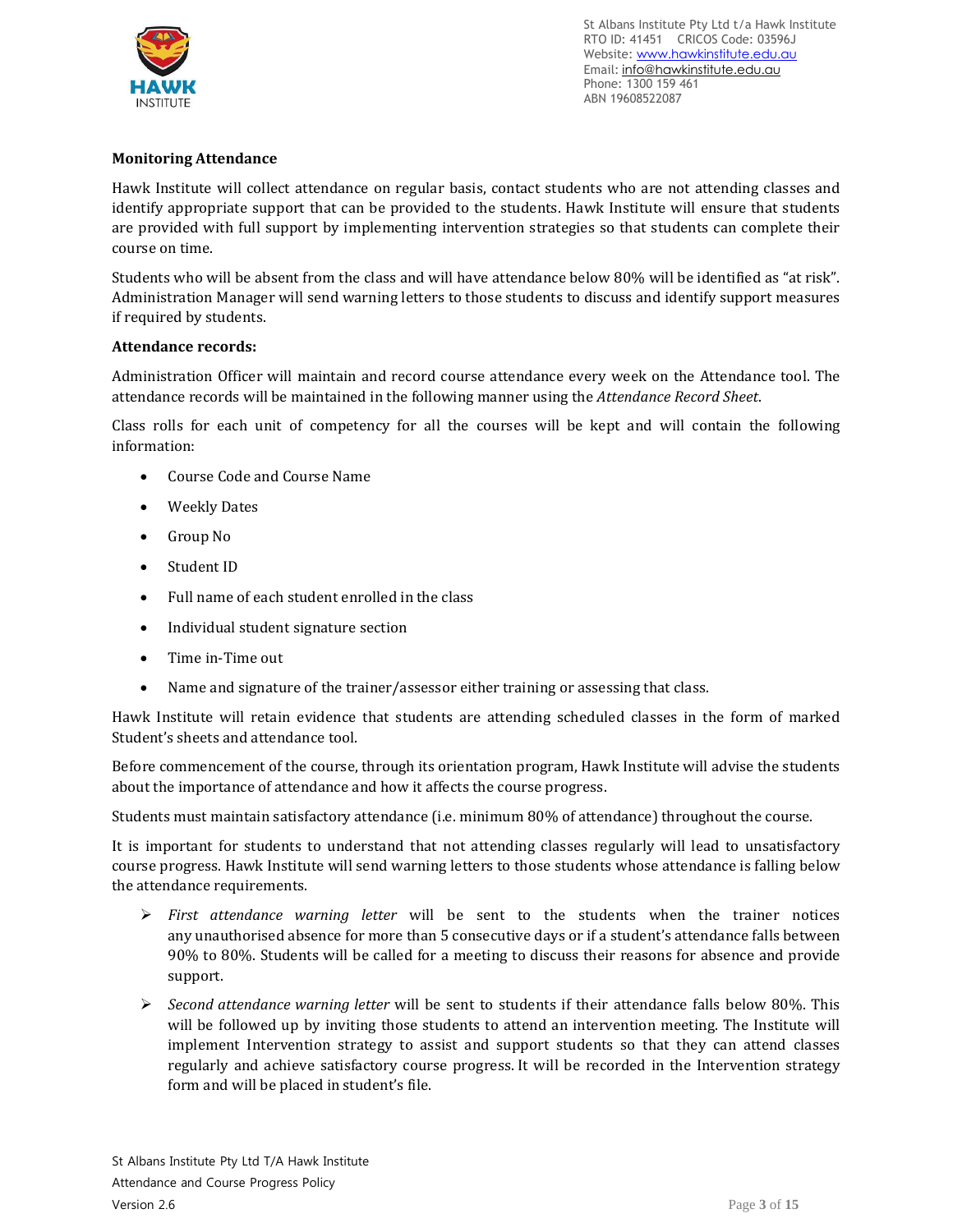**Monitoring Attendance**

Hawk Institute will collect attendance on regular basis, contact students who are not attending classes and identify appropriate support that can be provided to the students. Hawk Institute will ensure that students are provided with full support by implementing intervention strategies so that students can complete their course on time.

Students who will be absent from the class and will have attendance below 80% will be identified as "at risk". Administration Manager will send warning letters to those students to discuss and identify support measures if required by students.

**Attendance records:**

Administration Officer will maintain and record course attendance every week on the Attendance tool. The attendance records will be maintained in the following manner using the *Attendance Record Sheet*.

Class rolls for each unit of competency for all the courses will be kept and will contain the following information:

- Course Code and Course Name
- Weekly Dates
- Group No
- Student ID
- Full name of each student enrolled in the class
- Individual student signature section
- Time in-Time out
- Name and signature of the trainer/assessor either training or assessing that class.

Hawk Institute will retain evidence that students are attending scheduled classes in the form of marked Student's sheets and attendance tool.

Before commencement of the course, through its orientation program, Hawk Institute will advise the students about the importance of attendance and how it affects the course progress.

Students must maintain satisfactory attendance (i.e. minimum 80% of attendance) throughout the course.

It is important for students to understand that not attending classes regularly will lead to unsatisfactory course progress. Hawk Institute will send warning letters to those students whose attendance is falling below the attendance requirements.

- *First attendance warning letter* will be sent to the students when the trainer notices any unauthorised absence for more than 5 consecutive days or if a student's attendance falls between 90% to 80%. Students will be called for a meeting to discuss their reasons for absence and provide support.
- *Second attendance warning letter* will be sent to students if their attendance falls below 80%. This will be followed up by inviting those students to attend an intervention meeting. The Institute will implement Intervention strategy to assist and support students so that they can attend classes regularly and achieve satisfactory course progress. It will be recorded in the Intervention strategy form and will be placed in student's file.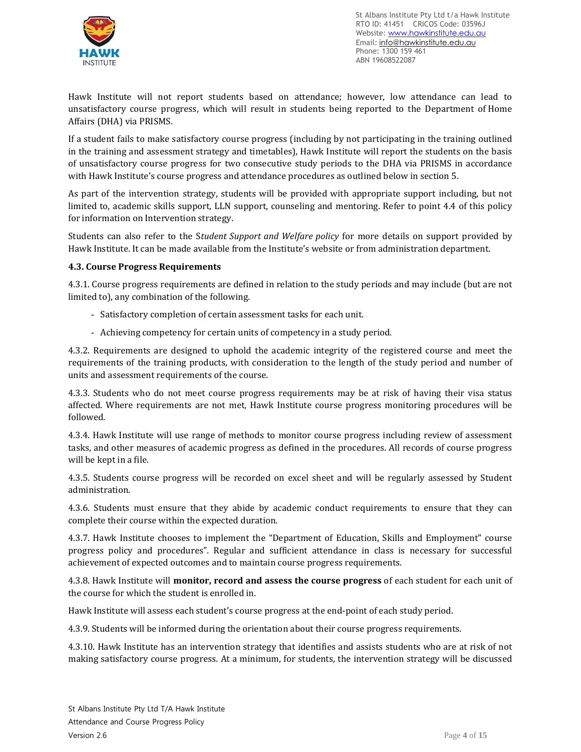Hawk Institute will not report students based on attendance; however, low attendance can lead to unsatisfactory course progress, which will result in students being reported to the Department of Home Affairs (DHA) via PRISMS.

If a student fails to make satisfactory course progress (including by not participating in the training outlined in the training and assessment strategy and timetables), Hawk Institute will report the students on the basis of unsatisfactory course progress for two consecutive study periods to the DHA via PRISMS in accordance with Hawk Institute's course progress and attendance procedures as outlined below in section 5.

As part of the intervention strategy, students will be provided with appropriate support including, but not limited to, academic skills support, LLN support, counseling and mentoring. Refer to point 4.4 of this policy for information on Intervention strategy.

Students can also refer to the S*tudent Support and Welfare policy* for more details on support provided by Hawk Institute. It can be made available from the Institute's website or from administration department.

**4.3. Course Progress Requirements**

4.3.1. Course progress requirements are defined in relation to the study periods and may include (but are not limited to), any combination of the following.

- Satisfactory completion of certain assessment tasks for each unit.
- Achieving competency for certain units of competency in a study period.

4.3.2. Requirements are designed to uphold the academic integrity of the registered course and meet the requirements of the training products, with consideration to the length of the study period and number of units and assessment requirements of the course.

4.3.3. Students who do not meet course progress requirements may be at risk of having their visa status affected. Where requirements are not met, Hawk Institute course progress monitoring procedures will be followed.

4.3.4. Hawk Institute will use range of methods to monitor course progress including review of assessment tasks, and other measures of academic progress as defined in the procedures. All records of course progress will be kept in a file.

4.3.5. Students course progress will be recorded on excel sheet and will be regularly assessed by Student administration.

4.3.6. Students must ensure that they abide by academic conduct requirements to ensure that they can complete their course within the expected duration.

4.3.7. Hawk Institute chooses to implement the "Department of Education, Skills and Employment" course progress policy and procedures". Regular and sufficient attendance in class is necessary for successful achievement of expected outcomes and to maintain course progress requirements.

4.3.8. Hawk Institute will **monitor, record and assess the course progress** of each student for each unit of the course for which the student is enrolled in.

Hawk Institute will assess each student's course progress at the end-point of each study period.

4.3.9. Students will be informed during the orientation about their course progress requirements.

4.3.10. Hawk Institute has an intervention strategy that identifies and assists students who are at risk of not making satisfactory course progress. At a minimum, for students, the intervention strategy will be discussed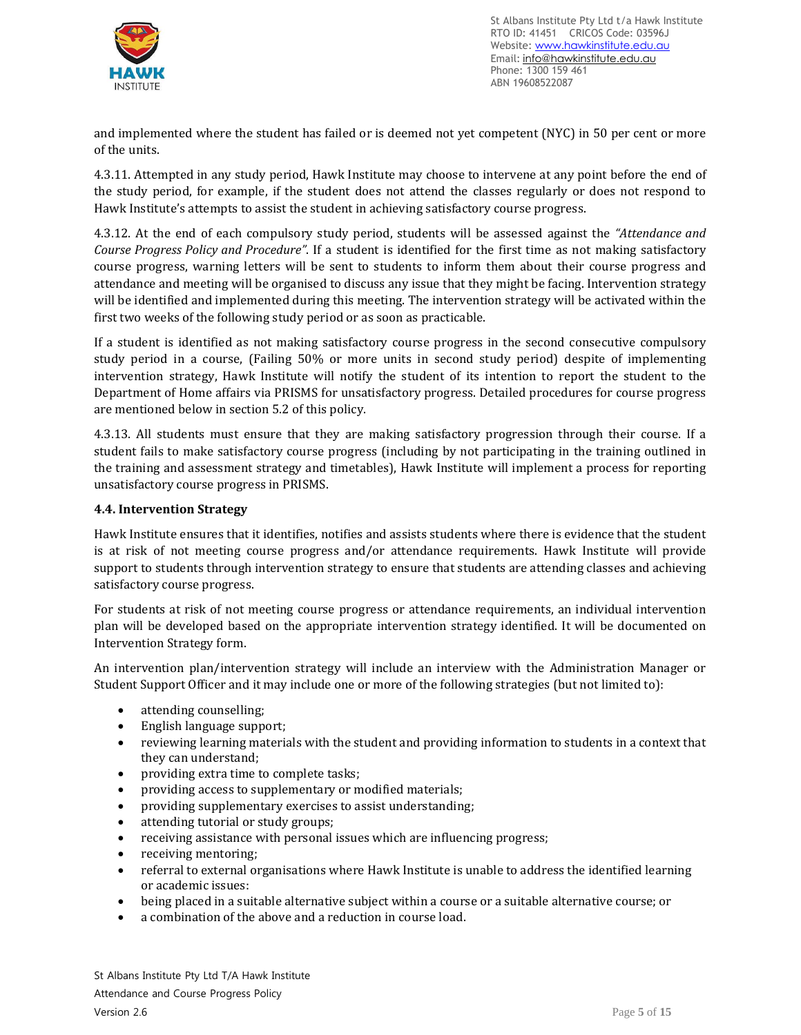and implemented where the student has failed or is deemed not yet competent (NYC) in 50 per cent or more of the units.

4.3.11. Attempted in any study period, Hawk Institute may choose to intervene at any point before the end of the study period, for example, if the student does not attend the classes regularly or does not respond to Hawk Institute's attempts to assist the student in achieving satisfactory course progress.

4.3.12. At the end of each compulsory study period, students will be assessed against the *"Attendance and Course Progress Policy and Procedure"*. If a student is identified for the first time as not making satisfactory course progress, warning letters will be sent to students to inform them about their course progress and attendance and meeting will be organised to discuss any issue that they might be facing. Intervention strategy will be identified and implemented during this meeting. The intervention strategy will be activated within the first two weeks of the following study period or as soon as practicable.

If a student is identified as not making satisfactory course progress in the second consecutive compulsory study period in a course, (Failing 50% or more units in second study period) despite of implementing intervention strategy, Hawk Institute will notify the student of its intention to report the student to the Department of Home affairs via PRISMS for unsatisfactory progress. Detailed procedures for course progress are mentioned below in section 5.2 of this policy.

4.3.13. All students must ensure that they are making satisfactory progression through their course. If a student fails to make satisfactory course progress (including by not participating in the training outlined in the training and assessment strategy and timetables), Hawk Institute will implement a process for reporting unsatisfactory course progress in PRISMS.

**4.4. Intervention Strategy**

Hawk Institute ensures that it identifies, notifies and assists students where there is evidence that the student is at risk of not meeting course progress and/or attendance requirements. Hawk Institute will provide support to students through intervention strategy to ensure that students are attending classes and achieving satisfactory course progress.

For students at risk of not meeting course progress or attendance requirements, an individual intervention plan will be developed based on the appropriate intervention strategy identified. It will be documented on Intervention Strategy form.

An intervention plan/intervention strategy will include an interview with the Administration Manager or Student Support Officer and it may include one or more of the following strategies (but not limited to):

- attending counselling;
- English language support;
- reviewing learning materials with the student and providing information to students in a context that they can understand;
- providing extra time to complete tasks;
- providing access to supplementary or modified materials;
- providing supplementary exercises to assist understanding;
- attending tutorial or study groups;
- receiving assistance with personal issues which are influencing progress;
- receiving mentoring;
- referral to external organisations where Hawk Institute is unable to address the identified learning or academic issues:
- being placed in a suitable alternative subject within a course or a suitable alternative course; or
- a combination of the above and a reduction in course load.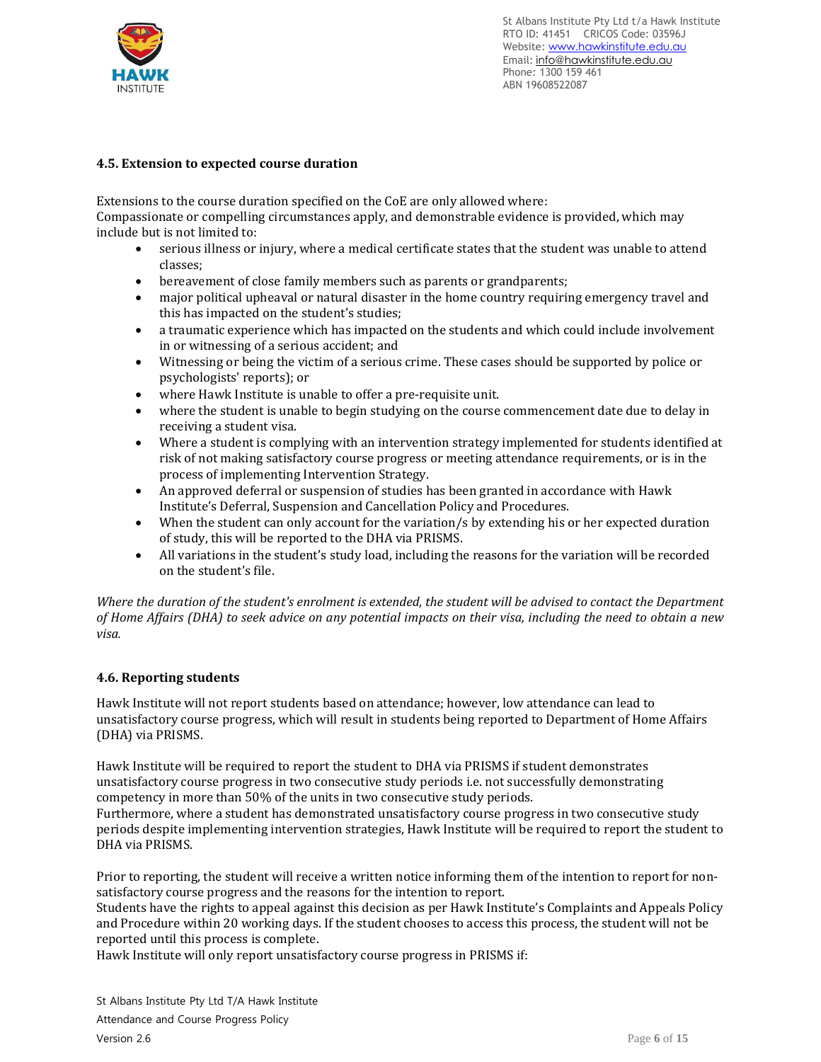### 4.5. Extension to expected course duration

Extensions to the course duration specified on the CoE are only allowed where:
Compassionate or compelling circumstances apply, and demonstrable evidence is provided, which may include but is not limited to:

- serious illness or injury, where a medical certificate states that the student was unable to attend classes;
- bereavement of close family members such as parents or grandparents;
- major political upheaval or natural disaster in the home country requiring emergency travel and this has impacted on the student's studies;
- a traumatic experience which has impacted on the students and which could include involvement in or witnessing of a serious accident; and
- Witnessing or being the victim of a serious crime. These cases should be supported by police or psychologists' reports); or
- where Hawk Institute is unable to offer a pre-requisite unit.
- where the student is unable to begin studying on the course commencement date due to delay in receiving a student visa.
- Where a student is complying with an intervention strategy implemented for students identified at risk of not making satisfactory course progress or meeting attendance requirements, or is in the process of implementing Intervention Strategy.
- An approved deferral or suspension of studies has been granted in accordance with Hawk Institute's Deferral, Suspension and Cancellation Policy and Procedures.
- When the student can only account for the variation/s by extending his or her expected duration of study, this will be reported to the DHA via PRISMS.
- All variations in the student's study load, including the reasons for the variation will be recorded on the student's file.

*Where the duration of the student's enrolment is extended, the student will be advised to contact the Department of Home Affairs (DHA) to seek advice on any potential impacts on their visa, including the need to obtain a new visa.*

### 4.6. Reporting students

Hawk Institute will not report students based on attendance; however, low attendance can lead to unsatisfactory course progress, which will result in students being reported to Department of Home Affairs (DHA) via PRISMS.

Hawk Institute will be required to report the student to DHA via PRISMS if student demonstrates unsatisfactory course progress in two consecutive study periods i.e. not successfully demonstrating competency in more than 50% of the units in two consecutive study periods.
Furthermore, where a student has demonstrated unsatisfactory course progress in two consecutive study periods despite implementing intervention strategies, Hawk Institute will be required to report the student to DHA via PRISMS.

Prior to reporting, the student will receive a written notice informing them of the intention to report for non-satisfactory course progress and the reasons for the intention to report.
Students have the rights to appeal against this decision as per Hawk Institute's Complaints and Appeals Policy and Procedure within 20 working days. If the student chooses to access this process, the student will not be reported until this process is complete.
Hawk Institute will only report unsatisfactory course progress in PRISMS if: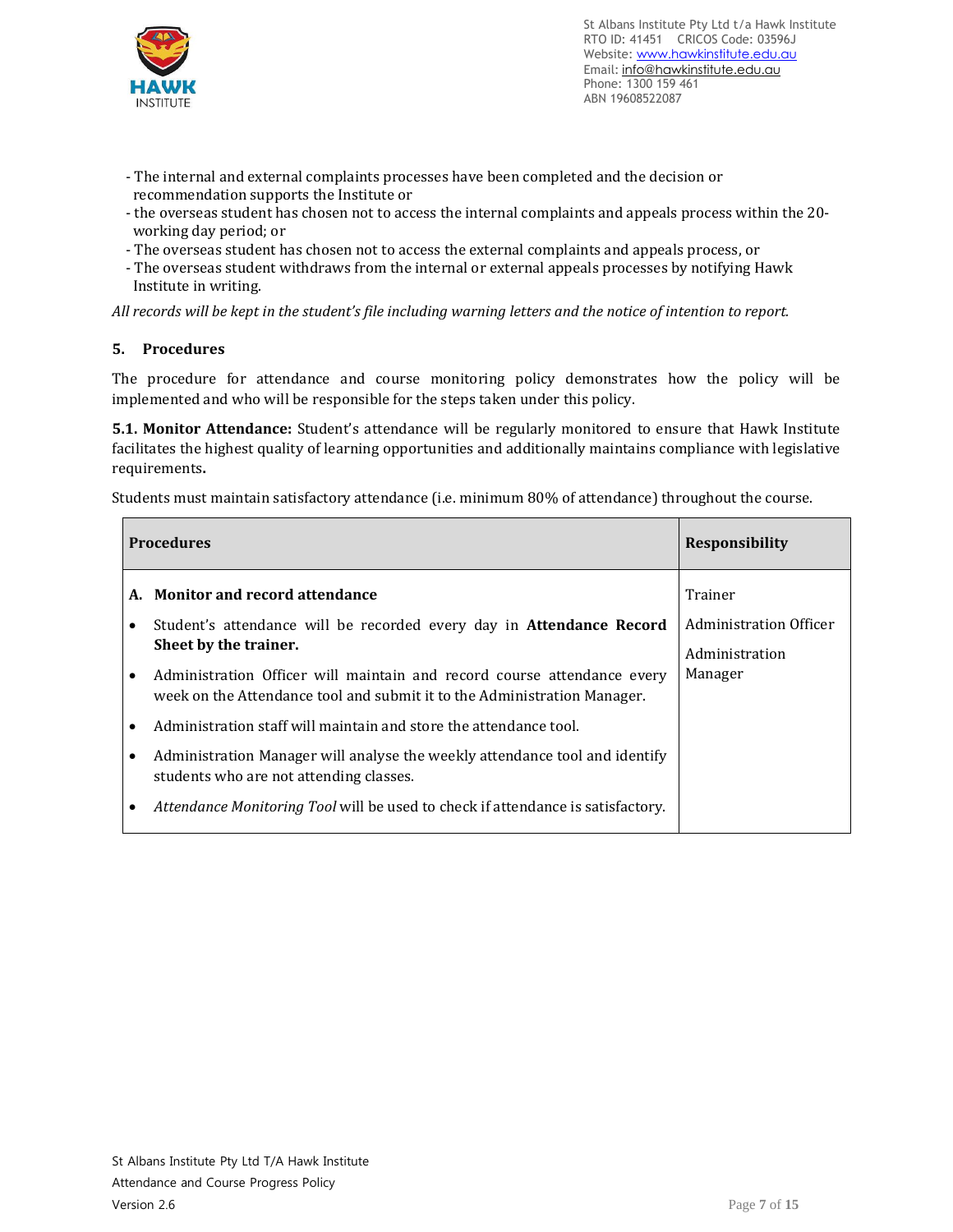- The internal and external complaints processes have been completed and the decision or recommendation supports the Institute or
- the overseas student has chosen not to access the internal complaints and appeals process within the 20-working day period; or
- The overseas student has chosen not to access the external complaints and appeals process, or
- The overseas student withdraws from the internal or external appeals processes by notifying Hawk Institute in writing.

*All records will be kept in the student's file including warning letters and the notice of intention to report.*

## 5. Procedures

The procedure for attendance and course monitoring policy demonstrates how the policy will be implemented and who will be responsible for the steps taken under this policy.

**5.1. Monitor Attendance:** Student's attendance will be regularly monitored to ensure that Hawk Institute facilitates the highest quality of learning opportunities and additionally maintains compliance with legislative requirements**.**

Students must maintain satisfactory attendance (i.e. minimum 80% of attendance) throughout the course.

| Procedures | Responsibility |
|---|---|
| **A. Monitor and record attendance**<br>• Student's attendance will be recorded every day in **Attendance Record Sheet by the trainer.**<br>• Administration Officer will maintain and record course attendance every week on the Attendance tool and submit it to the Administration Manager.<br>• Administration staff will maintain and store the attendance tool.<br>• Administration Manager will analyse the weekly attendance tool and identify students who are not attending classes.<br>• *Attendance Monitoring Tool* will be used to check if attendance is satisfactory. | Trainer<br>Administration Officer<br>Administration Manager |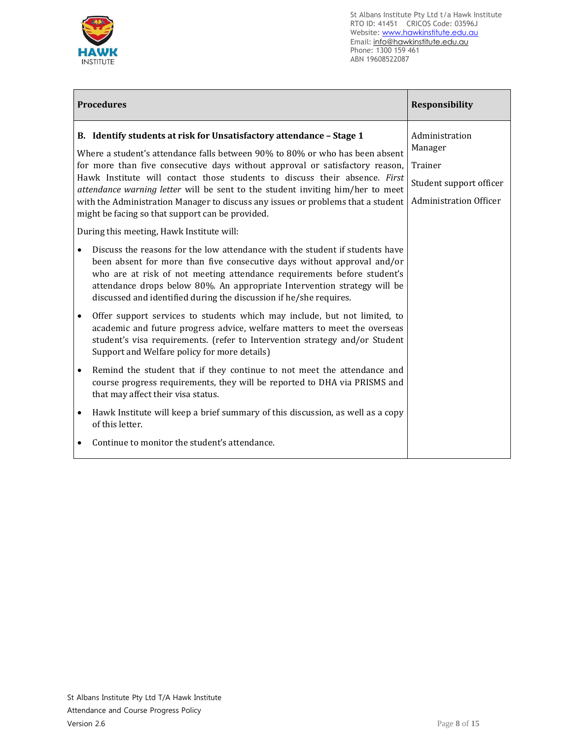| Procedures | Responsibility |
|---|---|
| **B. Identify students at risk for Unsatisfactory attendance – Stage 1**<br><br>Where a student's attendance falls between 90% to 80% or who has been absent for more than five consecutive days without approval or satisfactory reason, Hawk Institute will contact those students to discuss their absence. *First attendance warning letter* will be sent to the student inviting him/her to meet with the Administration Manager to discuss any issues or problems that a student might be facing so that support can be provided.<br><br>During this meeting, Hawk Institute will:<br><br>• Discuss the reasons for the low attendance with the student if students have been absent for more than five consecutive days without approval and/or who are at risk of not meeting attendance requirements before student's attendance drops below 80%. An appropriate Intervention strategy will be discussed and identified during the discussion if he/she requires.<br><br>• Offer support services to students which may include, but not limited, to academic and future progress advice, welfare matters to meet the overseas student's visa requirements. (refer to Intervention strategy and/or Student Support and Welfare policy for more details)<br><br>• Remind the student that if they continue to not meet the attendance and course progress requirements, they will be reported to DHA via PRISMS and that may affect their visa status.<br><br>• Hawk Institute will keep a brief summary of this discussion, as well as a copy of this letter.<br><br>• Continue to monitor the student's attendance. | Administration Manager<br><br>Trainer<br><br>Student support officer<br><br>Administration Officer |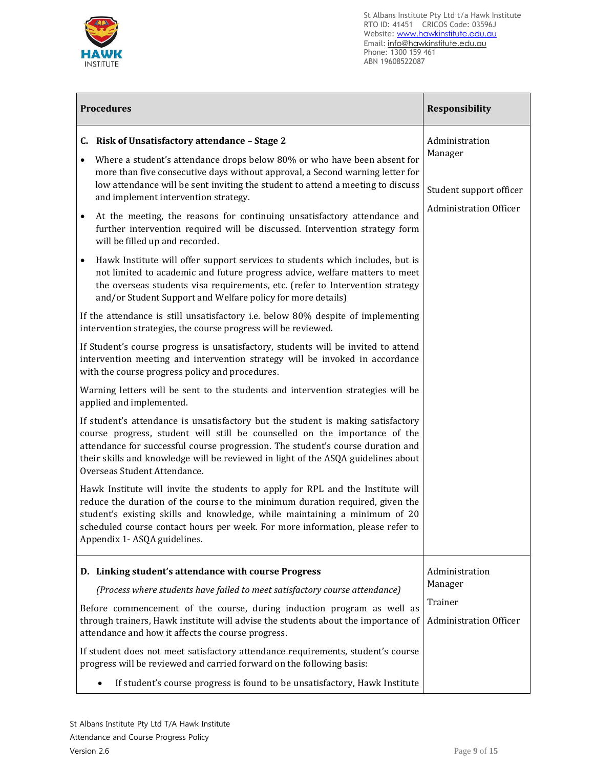| **Procedures** | **Responsibility** |
|---|---|
| **C. Risk of Unsatisfactory attendance – Stage 2**<br><br>• Where a student's attendance drops below 80% or who have been absent for more than five consecutive days without approval, a Second warning letter for low attendance will be sent inviting the student to attend a meeting to discuss and implement intervention strategy.<br><br>• At the meeting, the reasons for continuing unsatisfactory attendance and further intervention required will be discussed. Intervention strategy form will be filled up and recorded.<br><br>• Hawk Institute will offer support services to students which includes, but is not limited to academic and future progress advice, welfare matters to meet the overseas students visa requirements, etc. (refer to Intervention strategy and/or Student Support and Welfare policy for more details)<br><br>If the attendance is still unsatisfactory i.e. below 80% despite of implementing intervention strategies, the course progress will be reviewed.<br><br>If Student's course progress is unsatisfactory, students will be invited to attend intervention meeting and intervention strategy will be invoked in accordance with the course progress policy and procedures.<br><br>Warning letters will be sent to the students and intervention strategies will be applied and implemented.<br><br>If student's attendance is unsatisfactory but the student is making satisfactory course progress, student will still be counselled on the importance of the attendance for successful course progression. The student's course duration and their skills and knowledge will be reviewed in light of the ASQA guidelines about Overseas Student Attendance.<br><br>Hawk Institute will invite the students to apply for RPL and the Institute will reduce the duration of the course to the minimum duration required, given the student's existing skills and knowledge, while maintaining a minimum of 20 scheduled course contact hours per week. For more information, please refer to Appendix 1- ASQA guidelines. | Administration Manager<br><br>Student support officer<br><br>Administration Officer |
| **D. Linking student's attendance with course Progress**<br><br>*(Process where students have failed to meet satisfactory course attendance)*<br><br>Before commencement of the course, during induction program as well as through trainers, Hawk institute will advise the students about the importance of attendance and how it affects the course progress.<br><br>If student does not meet satisfactory attendance requirements, student's course progress will be reviewed and carried forward on the following basis:<br><br>• If student's course progress is found to be unsatisfactory, Hawk Institute | Administration Manager<br><br>Trainer<br><br>Administration Officer |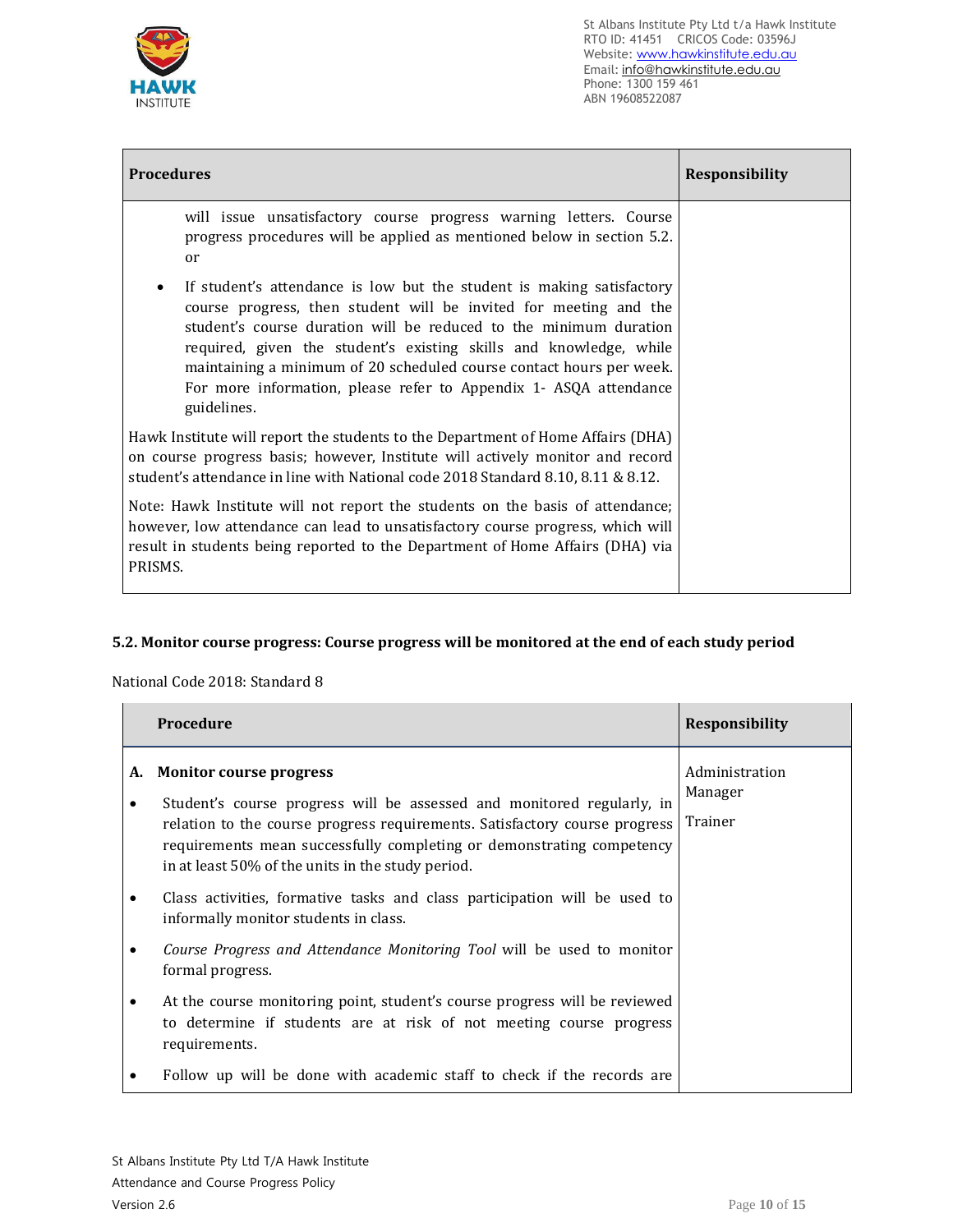| Procedures | Responsibility |
|---|---|
| will issue unsatisfactory course progress warning letters. Course progress procedures will be applied as mentioned below in section 5.2. or<br><br>• If student's attendance is low but the student is making satisfactory course progress, then student will be invited for meeting and the student's course duration will be reduced to the minimum duration required, given the student's existing skills and knowledge, while maintaining a minimum of 20 scheduled course contact hours per week. For more information, please refer to Appendix 1- ASQA attendance guidelines.<br><br>Hawk Institute will report the students to the Department of Home Affairs (DHA) on course progress basis; however, Institute will actively monitor and record student's attendance in line with National code 2018 Standard 8.10, 8.11 & 8.12.<br><br>Note: Hawk Institute will not report the students on the basis of attendance; however, low attendance can lead to unsatisfactory course progress, which will result in students being reported to the Department of Home Affairs (DHA) via PRISMS. | |

**5.2. Monitor course progress: Course progress will be monitored at the end of each study period**

National Code 2018: Standard 8

| Procedure | Responsibility |
|---|---|
| **A. Monitor course progress**<br><br>• Student's course progress will be assessed and monitored regularly, in relation to the course progress requirements. Satisfactory course progress requirements mean successfully completing or demonstrating competency in at least 50% of the units in the study period.<br><br>• Class activities, formative tasks and class participation will be used to informally monitor students in class.<br><br>• *Course Progress and Attendance Monitoring Tool* will be used to monitor formal progress.<br><br>• At the course monitoring point, student's course progress will be reviewed to determine if students are at risk of not meeting course progress requirements.<br><br>• Follow up will be done with academic staff to check if the records are | Administration Manager<br><br>Trainer |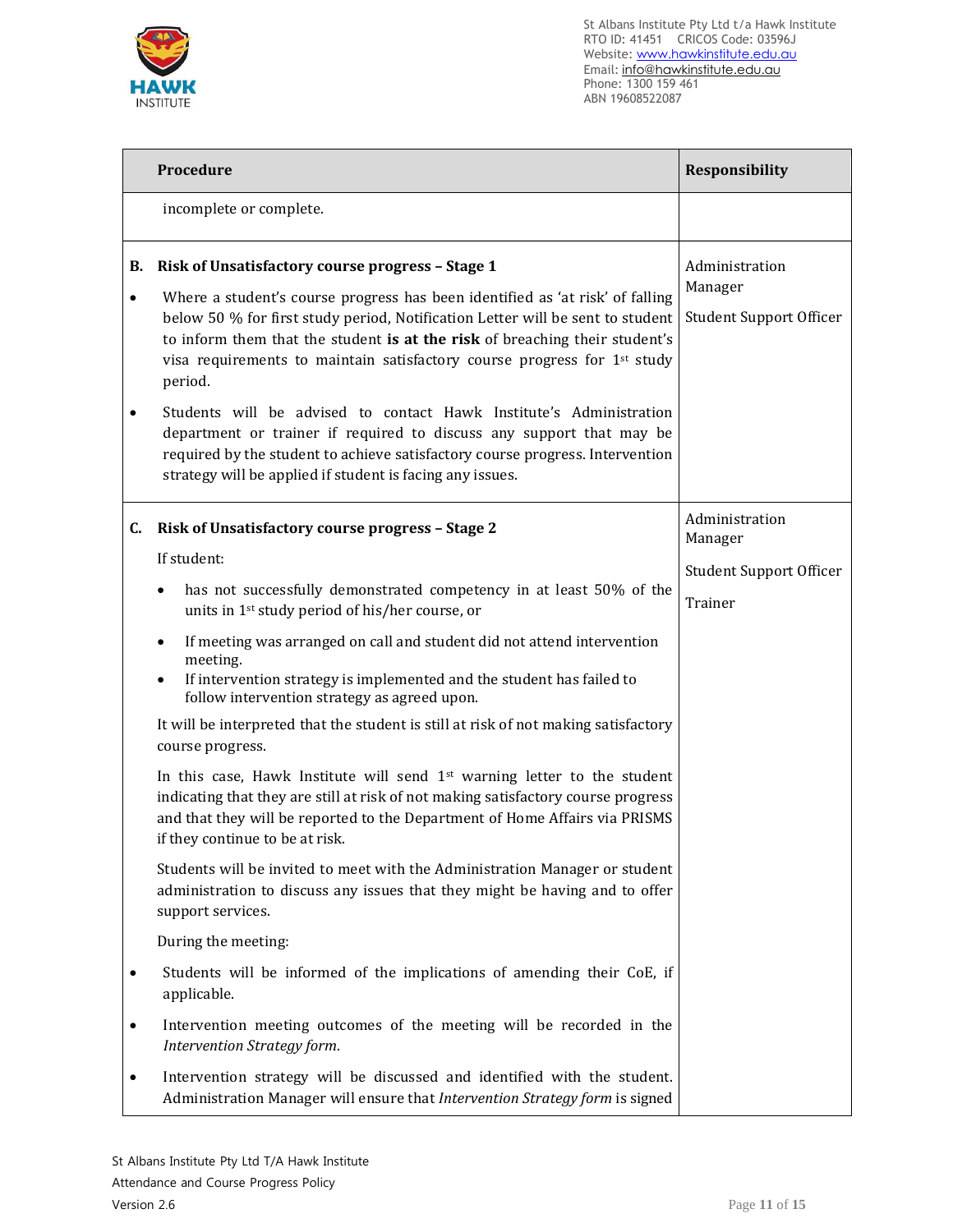| Procedure | Responsibility |
|---|---|
| incomplete or complete. | |
| **B. Risk of Unsatisfactory course progress – Stage 1**<br><br>• Where a student's course progress has been identified as 'at risk' of falling below 50 % for first study period, Notification Letter will be sent to student to inform them that the student **is at the risk** of breaching their student's visa requirements to maintain satisfactory course progress for 1st study period.<br><br>• Students will be advised to contact Hawk Institute's Administration department or trainer if required to discuss any support that may be required by the student to achieve satisfactory course progress. Intervention strategy will be applied if student is facing any issues. | Administration Manager<br><br>Student Support Officer |
| **C. Risk of Unsatisfactory course progress – Stage 2**<br><br>If student:<br><br>• has not successfully demonstrated competency in at least 50% of the units in 1st study period of his/her course, or<br><br>• If meeting was arranged on call and student did not attend intervention meeting.<br>• If intervention strategy is implemented and the student has failed to follow intervention strategy as agreed upon.<br><br>It will be interpreted that the student is still at risk of not making satisfactory course progress.<br><br>In this case, Hawk Institute will send 1st warning letter to the student indicating that they are still at risk of not making satisfactory course progress and that they will be reported to the Department of Home Affairs via PRISMS if they continue to be at risk.<br><br>Students will be invited to meet with the Administration Manager or student administration to discuss any issues that they might be having and to offer support services.<br><br>During the meeting:<br><br>• Students will be informed of the implications of amending their CoE, if applicable.<br><br>• Intervention meeting outcomes of the meeting will be recorded in the *Intervention Strategy form*.<br><br>• Intervention strategy will be discussed and identified with the student. Administration Manager will ensure that *Intervention Strategy form* is signed | Administration Manager<br><br>Student Support Officer<br><br>Trainer |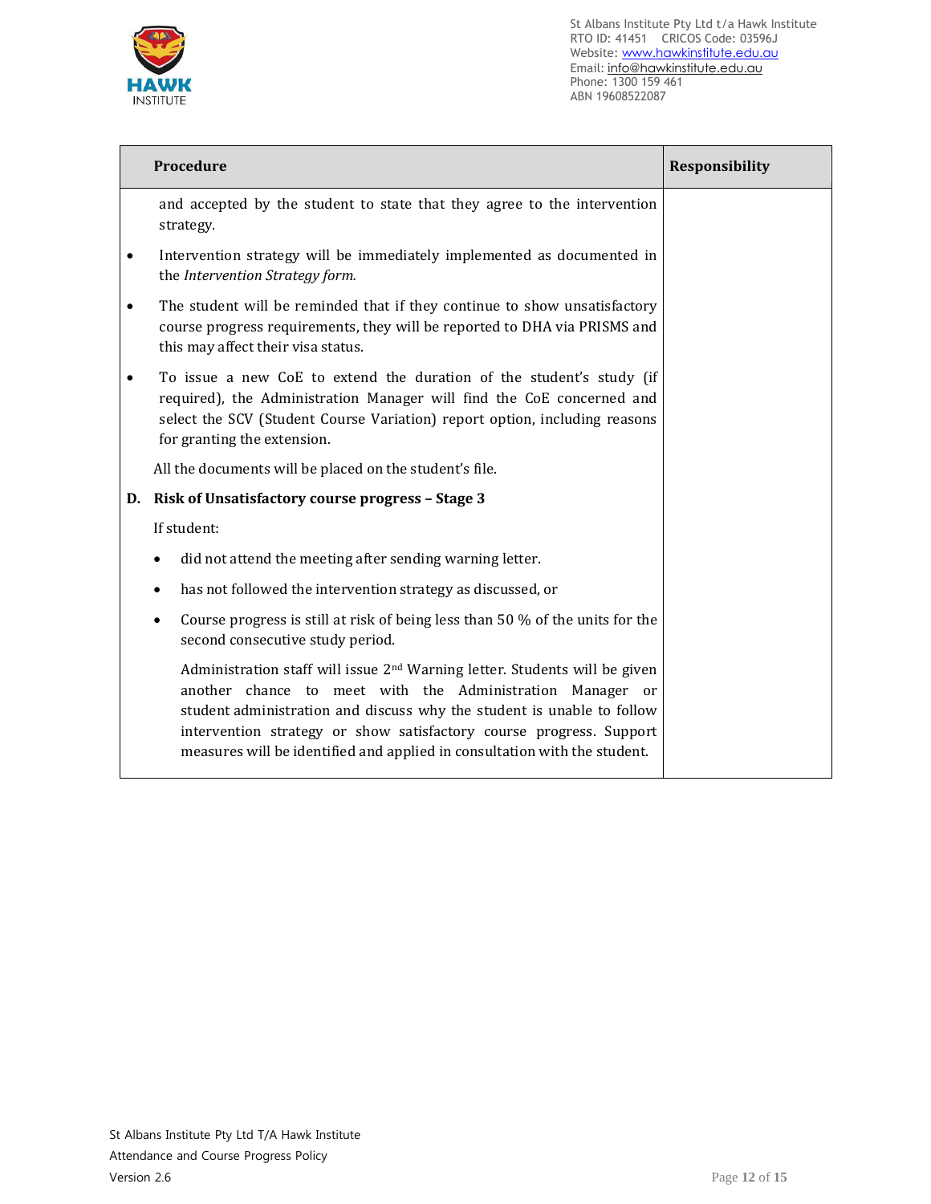| Procedure | Responsibility |
|---|---|
| and accepted by the student to state that they agree to the intervention strategy.<br>• Intervention strategy will be immediately implemented as documented in the *Intervention Strategy form.*<br>• The student will be reminded that if they continue to show unsatisfactory course progress requirements, they will be reported to DHA via PRISMS and this may affect their visa status.<br>• To issue a new CoE to extend the duration of the student's study (if required), the Administration Manager will find the CoE concerned and select the SCV (Student Course Variation) report option, including reasons for granting the extension.<br><br>All the documents will be placed on the student's file.<br><br>**D. Risk of Unsatisfactory course progress – Stage 3**<br><br>If student:<br>• did not attend the meeting after sending warning letter.<br>• has not followed the intervention strategy as discussed, or<br>• Course progress is still at risk of being less than 50 % of the units for the second consecutive study period.<br><br>Administration staff will issue 2nd Warning letter. Students will be given another chance to meet with the Administration Manager or student administration and discuss why the student is unable to follow intervention strategy or show satisfactory course progress. Support measures will be identified and applied in consultation with the student. | |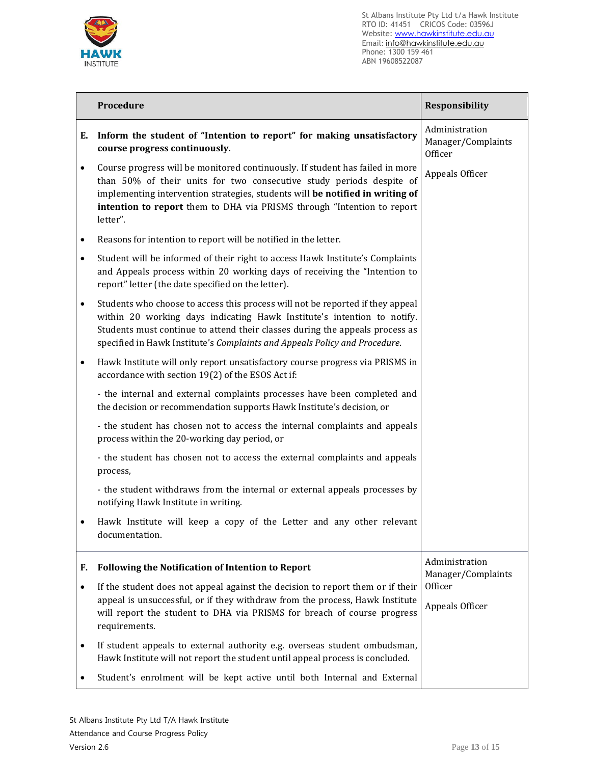| Procedure | Responsibility |
|---|---|
| **E. Inform the student of "Intention to report" for making unsatisfactory course progress continuously.**<br><br>• Course progress will be monitored continuously. If student has failed in more than 50% of their units for two consecutive study periods despite of implementing intervention strategies, students will **be notified in writing of intention to report** them to DHA via PRISMS through "Intention to report letter".<br><br>• Reasons for intention to report will be notified in the letter.<br><br>• Student will be informed of their right to access Hawk Institute's Complaints and Appeals process within 20 working days of receiving the "Intention to report" letter (the date specified on the letter).<br><br>• Students who choose to access this process will not be reported if they appeal within 20 working days indicating Hawk Institute's intention to notify. Students must continue to attend their classes during the appeals process as specified in Hawk Institute's *Complaints and Appeals Policy and Procedure*.<br><br>• Hawk Institute will only report unsatisfactory course progress via PRISMS in accordance with section 19(2) of the ESOS Act if:<br><br>- the internal and external complaints processes have been completed and the decision or recommendation supports Hawk Institute's decision, or<br><br>- the student has chosen not to access the internal complaints and appeals process within the 20-working day period, or<br><br>- the student has chosen not to access the external complaints and appeals process,<br><br>- the student withdraws from the internal or external appeals processes by notifying Hawk Institute in writing.<br><br>• Hawk Institute will keep a copy of the Letter and any other relevant documentation. | Administration Manager/Complaints Officer<br><br>Appeals Officer |
| **F. Following the Notification of Intention to Report**<br><br>• If the student does not appeal against the decision to report them or if their appeal is unsuccessful, or if they withdraw from the process, Hawk Institute will report the student to DHA via PRISMS for breach of course progress requirements.<br><br>• If student appeals to external authority e.g. overseas student ombudsman, Hawk Institute will not report the student until appeal process is concluded.<br><br>• Student's enrolment will be kept active until both Internal and External | Administration Manager/Complaints Officer<br><br>Appeals Officer |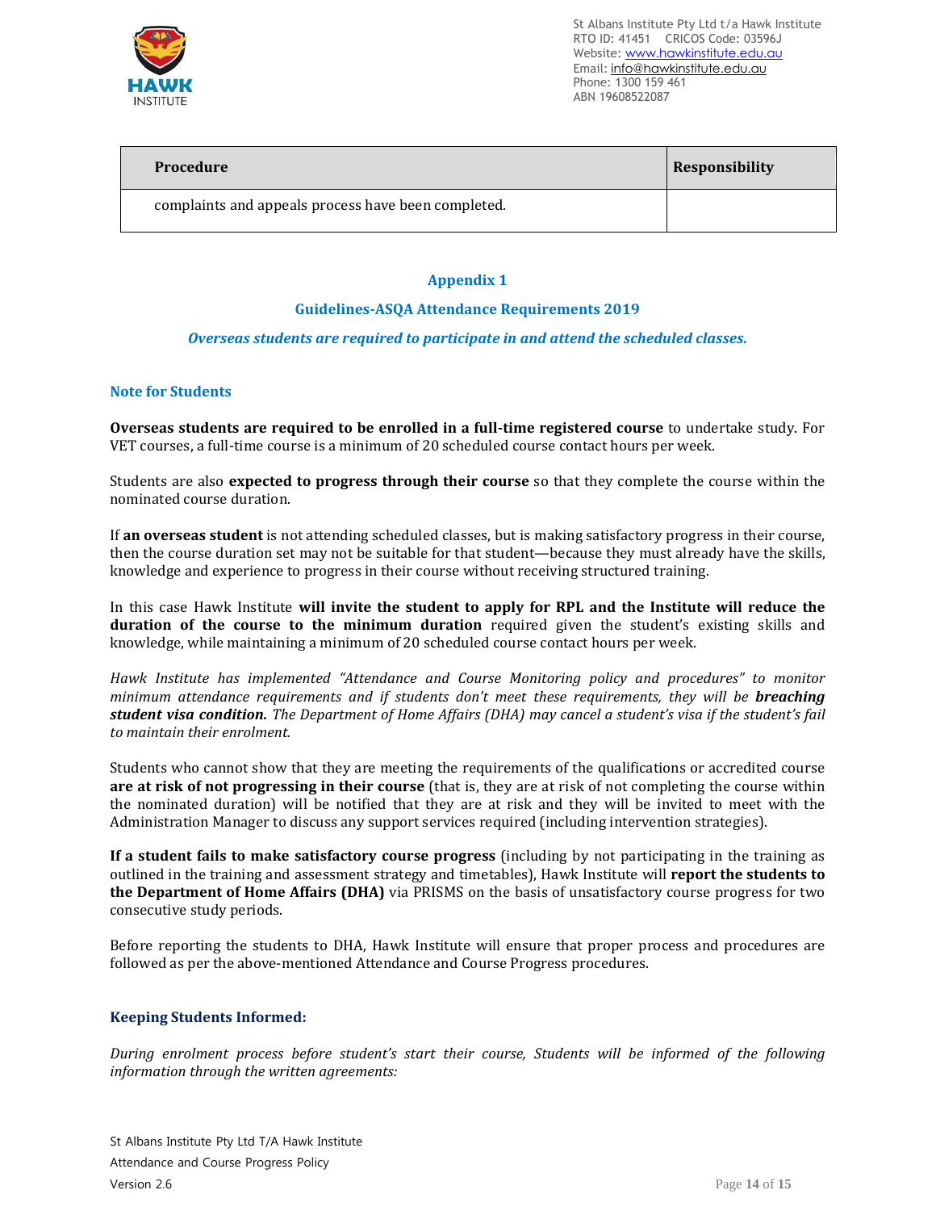| Procedure | Responsibility |
| --- | --- |
| complaints and appeals process have been completed. | |

## Appendix 1

### Guidelines-ASQA Attendance Requirements 2019

***Overseas students are required to participate in and attend the scheduled classes.***

### Note for Students

**Overseas students are required to be enrolled in a full-time registered course** to undertake study. For VET courses, a full-time course is a minimum of 20 scheduled course contact hours per week.

Students are also **expected to progress through their course** so that they complete the course within the nominated course duration.

If **an overseas student** is not attending scheduled classes, but is making satisfactory progress in their course, then the course duration set may not be suitable for that student—because they must already have the skills, knowledge and experience to progress in their course without receiving structured training.

In this case Hawk Institute **will invite the student to apply for RPL and the Institute will reduce the duration of the course to the minimum duration** required given the student's existing skills and knowledge, while maintaining a minimum of 20 scheduled course contact hours per week.

*Hawk Institute has implemented "Attendance and Course Monitoring policy and procedures" to monitor minimum attendance requirements and if students don't meet these requirements, they will be **breaching student visa condition.** The Department of Home Affairs (DHA) may cancel a student's visa if the student's fail to maintain their enrolment.*

Students who cannot show that they are meeting the requirements of the qualifications or accredited course **are at risk of not progressing in their course** (that is, they are at risk of not completing the course within the nominated duration) will be notified that they are at risk and they will be invited to meet with the Administration Manager to discuss any support services required (including intervention strategies).

**If a student fails to make satisfactory course progress** (including by not participating in the training as outlined in the training and assessment strategy and timetables), Hawk Institute will **report the students to the Department of Home Affairs (DHA)** via PRISMS on the basis of unsatisfactory course progress for two consecutive study periods.

Before reporting the students to DHA, Hawk Institute will ensure that proper process and procedures are followed as per the above-mentioned Attendance and Course Progress procedures.

### Keeping Students Informed:

*During enrolment process before student's start their course, Students will be informed of the following information through the written agreements:*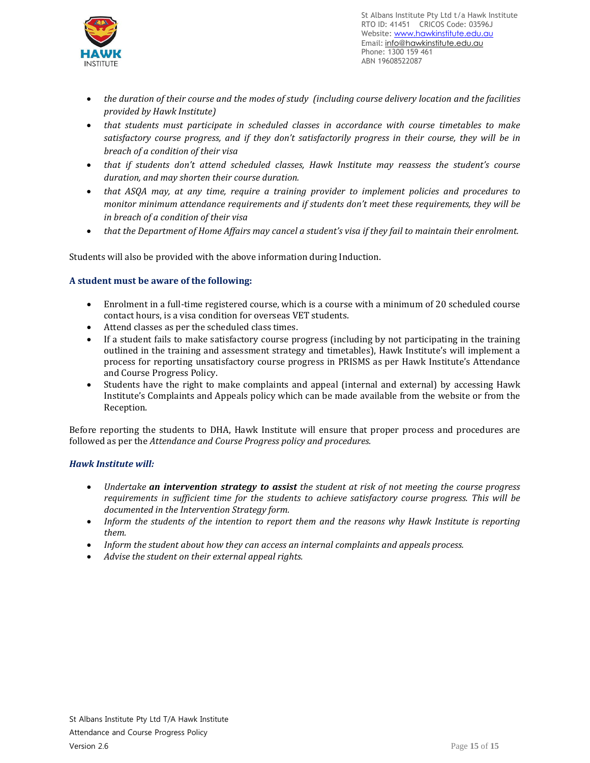- *the duration of their course and the modes of study (including course delivery location and the facilities provided by Hawk Institute)*
- *that students must participate in scheduled classes in accordance with course timetables to make satisfactory course progress, and if they don't satisfactorily progress in their course, they will be in breach of a condition of their visa*
- *that if students don't attend scheduled classes, Hawk Institute may reassess the student's course duration, and may shorten their course duration.*
- *that ASQA may, at any time, require a training provider to implement policies and procedures to monitor minimum attendance requirements and if students don't meet these requirements, they will be in breach of a condition of their visa*
- *that the Department of Home Affairs may cancel a student's visa if they fail to maintain their enrolment.*

Students will also be provided with the above information during Induction.

**A student must be aware of the following:**

- Enrolment in a full-time registered course, which is a course with a minimum of 20 scheduled course contact hours, is a visa condition for overseas VET students.
- Attend classes as per the scheduled class times.
- If a student fails to make satisfactory course progress (including by not participating in the training outlined in the training and assessment strategy and timetables), Hawk Institute's will implement a process for reporting unsatisfactory course progress in PRISMS as per Hawk Institute's Attendance and Course Progress Policy.
- Students have the right to make complaints and appeal (internal and external) by accessing Hawk Institute's Complaints and Appeals policy which can be made available from the website or from the Reception.

Before reporting the students to DHA, Hawk Institute will ensure that proper process and procedures are followed as per the *Attendance and Course Progress policy and procedures.*

***Hawk Institute will:***

- *Undertake* ***an intervention strategy to assist*** *the student at risk of not meeting the course progress requirements in sufficient time for the students to achieve satisfactory course progress. This will be documented in the Intervention Strategy form.*
- *Inform the students of the intention to report them and the reasons why Hawk Institute is reporting them.*
- *Inform the student about how they can access an internal complaints and appeals process.*
- *Advise the student on their external appeal rights.*